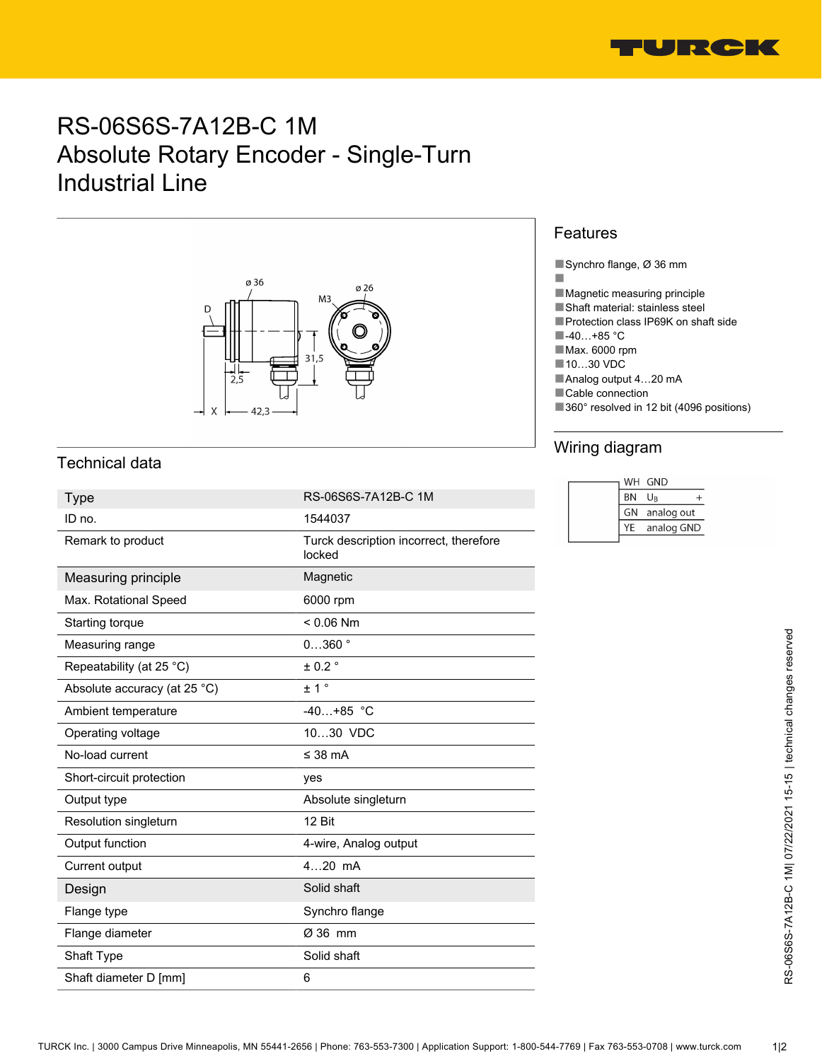# RS-06S6S-7A12B-C 1M
# Absolute Rotary Encoder - Single-Turn
# Industrial Line

## Features

- Synchro flange, Ø 36 mm
- 
- Magnetic measuring principle
- Shaft material: stainless steel
- Protection class IP69K on shaft side
- -40…+85 °C
- Max. 6000 rpm
- 10…30 VDC
- Analog output 4…20 mA
- Cable connection
- 360° resolved in 12 bit (4096 positions)

## Wiring diagram

| | |
|---|---|
| WH | GND |
| BN | $U_B$ + |
| GN | analog out |
| YE | analog GND |

## Technical data

| | |
|---|---|
| Type | RS-06S6S-7A12B-C 1M |
| ID no. | 1544037 |
| Remark to product | Turck description incorrect, therefore locked |
| Measuring principle | Magnetic |
| Max. Rotational Speed | 6000 rpm |
| Starting torque | < 0.06 Nm |
| Measuring range | 0…360 ° |
| Repeatability (at 25 °C) | ± 0.2 ° |
| Absolute accuracy (at 25 °C) | ± 1 ° |
| Ambient temperature | -40…+85 °C |
| Operating voltage | 10…30 VDC |
| No-load current | ≤ 38 mA |
| Short-circuit protection | yes |
| Output type | Absolute singleturn |
| Resolution singleturn | 12 Bit |
| Output function | 4-wire, Analog output |
| Current output | 4…20 mA |
| Design | Solid shaft |
| Flange type | Synchro flange |
| Flange diameter | Ø 36 mm |
| Shaft Type | Solid shaft |
| Shaft diameter D [mm] | 6 |

RS-06S6S-7A12B-C 1M| 07/22/2021 15-15 | technical changes reserved

TURCK Inc. | 3000 Campus Drive Minneapolis, MN 55441-2656 | Phone: 763-553-7300 | Application Support: 1-800-544-7769 | Fax 763-553-0708 | www.turck.com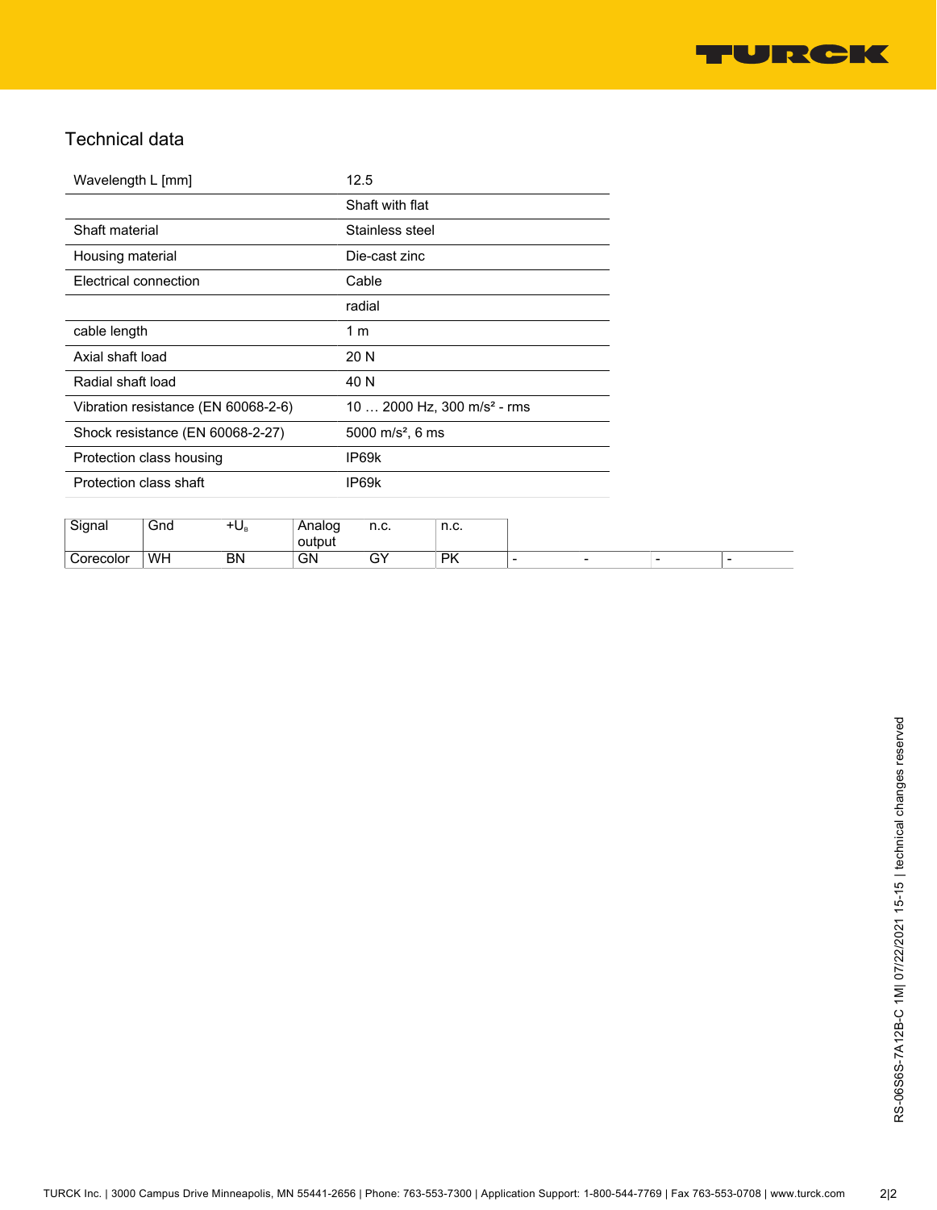## Technical data

| | |
|---|---|
| Wavelength L [mm] | 12.5 |
| | Shaft with flat |
| Shaft material | Stainless steel |
| Housing material | Die-cast zinc |
| Electrical connection | Cable |
| | radial |
| cable length | 1 m |
| Axial shaft load | 20 N |
| Radial shaft load | 40 N |
| Vibration resistance (EN 60068-2-6) | 10 … 2000 Hz, 300 m/s² - rms |
| Shock resistance (EN 60068-2-27) | 5000 m/s², 6 ms |
| Protection class housing | IP69k |
| Protection class shaft | IP69k |

| Signal | Gnd | $+U_B$ | Analog output | n.c. | n.c. | | | | |
|---|---|---|---|---|---|---|---|---|---|
| Corecolor | WH | BN | GN | GY | PK | - | - | - | - |